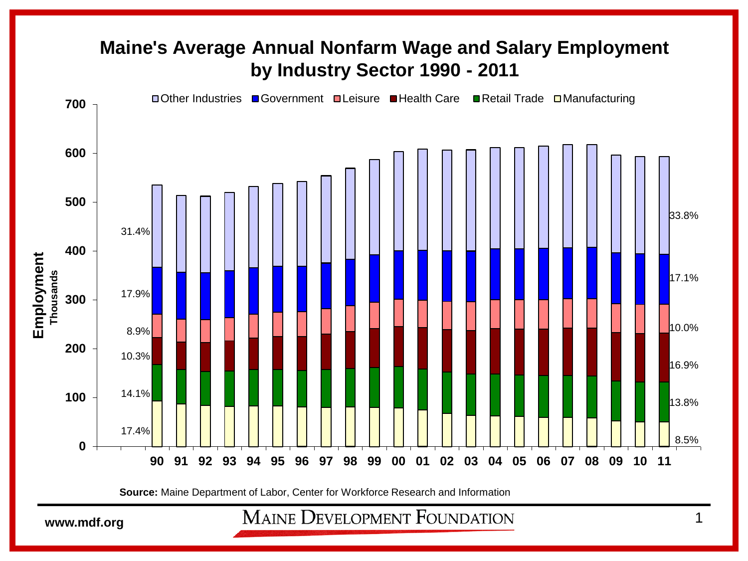# Maine's Average Annual Nonfarm Wage and Salary Employment by Industry Sector 1990 - 2011

Legend: Other Industries, Government, Leisure, Health Care, Retail Trade, Manufacturing

Y-axis: Employment (Thousands), 0–700

X-axis: 90, 91, 92, 93, 94, 95, 96, 97, 98, 99, 00, 01, 02, 03, 04, 05, 06, 07, 08, 09, 10, 11

| Sector | 1990 share | 2011 share |
| --- | --- | --- |
| Other Industries | 31.4% | 33.8% |
| Government | 17.9% | 17.1% |
| Leisure | 8.9% | 10.0% |
| Health Care | 10.3% | 16.9% |
| Retail Trade | 14.1% | 13.8% |
| Manufacturing | 17.4% | 8.5% |

**Source:** Maine Department of Labor, Center for Workforce Research and Information

www.mdf.org

MAINE DEVELOPMENT FOUNDATION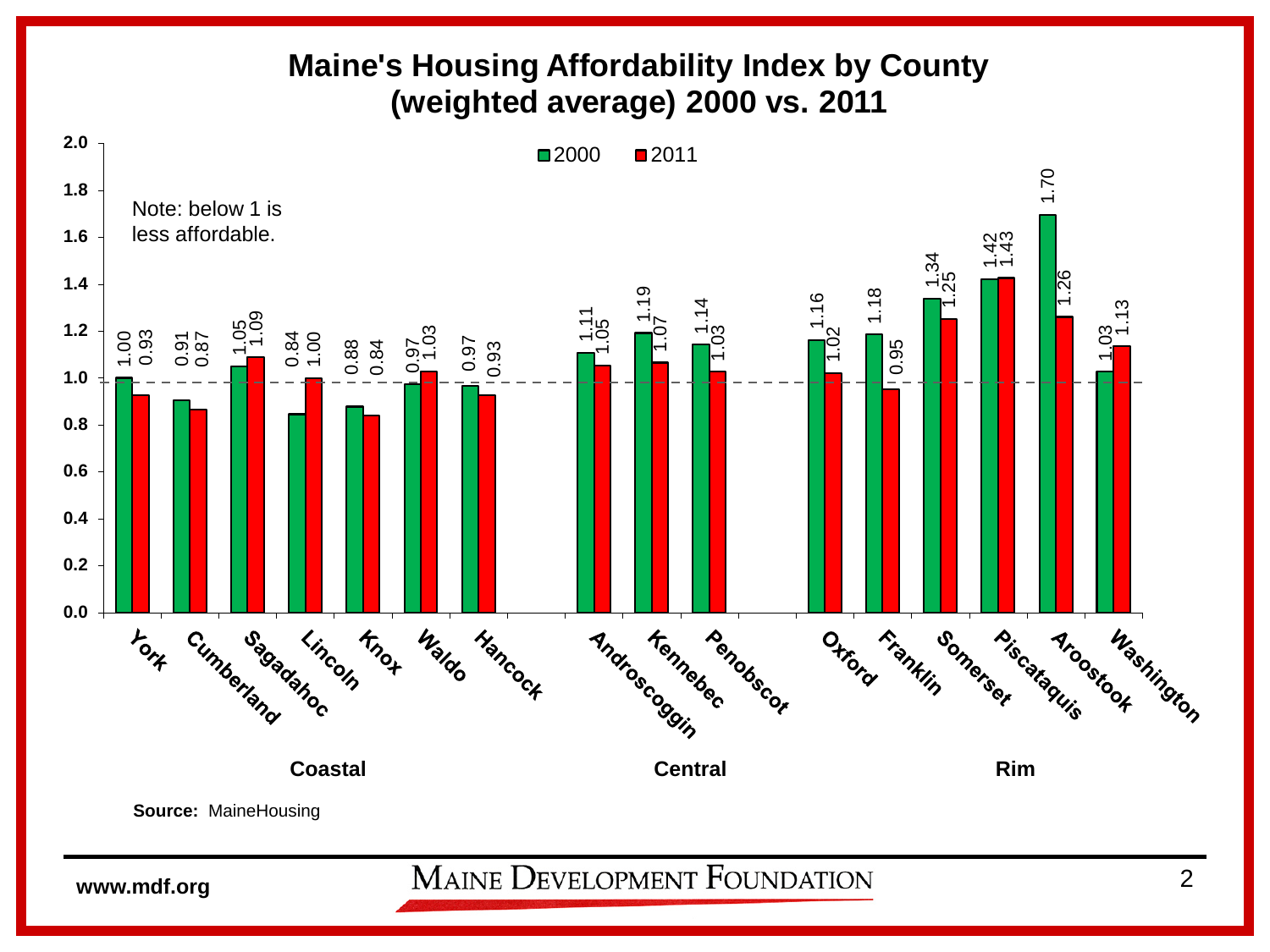# Maine's Housing Affordability Index by County (weighted average) 2000 vs. 2011

Note: below 1 is less affordable.

| Region | County | 2000 | 2011 |
| --- | --- | --- | --- |
| Coastal | York | 1.00 | 0.93 |
| Coastal | Cumberland | 0.91 | 0.87 |
| Coastal | Sagadahoc | 1.05 | 1.09 |
| Coastal | Lincoln | 0.84 | 1.00 |
| Coastal | Knox | 0.88 | 0.84 |
| Coastal | Waldo | 0.97 | 1.03 |
| Coastal | Hancock | 0.97 | 0.93 |
| Central | Androscoggin | 1.11 | 1.05 |
| Central | Kennebec | 1.19 | 1.07 |
| Central | Penobscot | 1.14 | 1.03 |
| Rim | Oxford | 1.16 | 1.02 |
| Rim | Franklin | 1.18 | 0.95 |
| Rim | Somerset | 1.34 | 1.25 |
| Rim | Piscataquis | 1.42 | 1.43 |
| Rim | Aroostook | 1.70 | 1.26 |
| Rim | Washington | 1.03 | 1.13 |

**Source:** MaineHousing

www.mdf.org

MAINE DEVELOPMENT FOUNDATION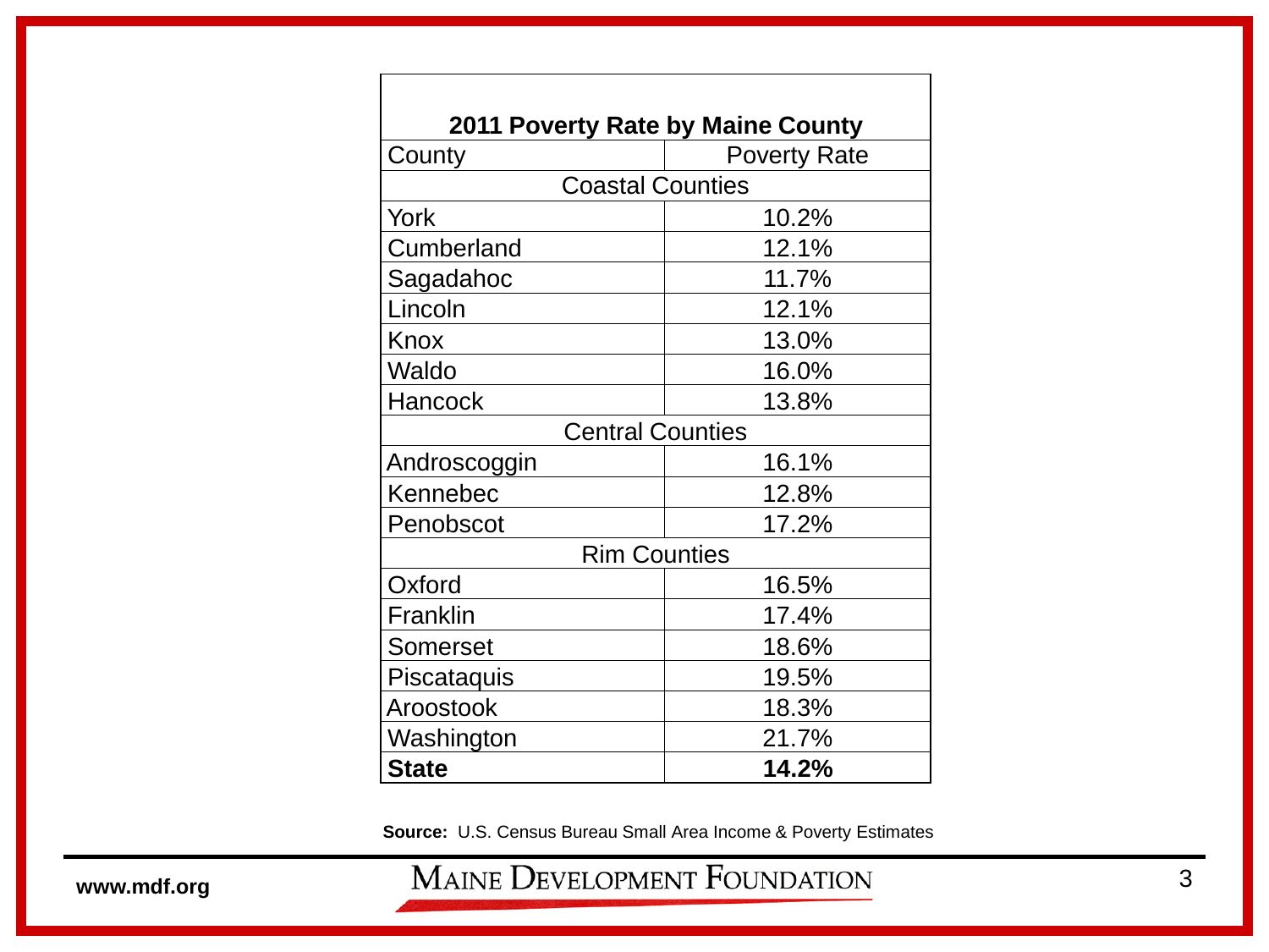## 2011 Poverty Rate by Maine County

| County | Poverty Rate |
| --- | --- |
| Coastal Counties | |
| York | 10.2% |
| Cumberland | 12.1% |
| Sagadahoc | 11.7% |
| Lincoln | 12.1% |
| Knox | 13.0% |
| Waldo | 16.0% |
| Hancock | 13.8% |
| Central Counties | |
| Androscoggin | 16.1% |
| Kennebec | 12.8% |
| Penobscot | 17.2% |
| Rim Counties | |
| Oxford | 16.5% |
| Franklin | 17.4% |
| Somerset | 18.6% |
| Piscataquis | 19.5% |
| Aroostook | 18.3% |
| Washington | 21.7% |
| **State** | **14.2%** |

**Source:** U.S. Census Bureau Small Area Income & Poverty Estimates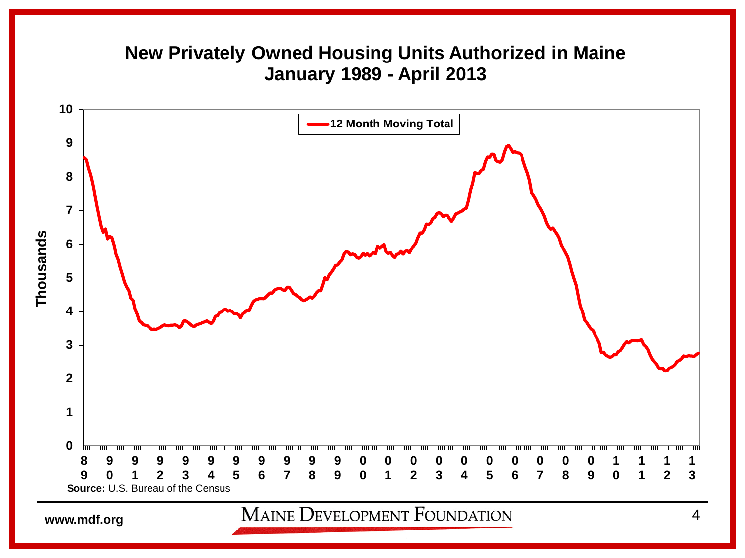# New Privately Owned Housing Units Authorized in Maine
## January 1989 - April 2013

12 Month Moving Total

Thousands

**Source:** U.S. Bureau of the Census

www.mdf.org

MAINE DEVELOPMENT FOUNDATION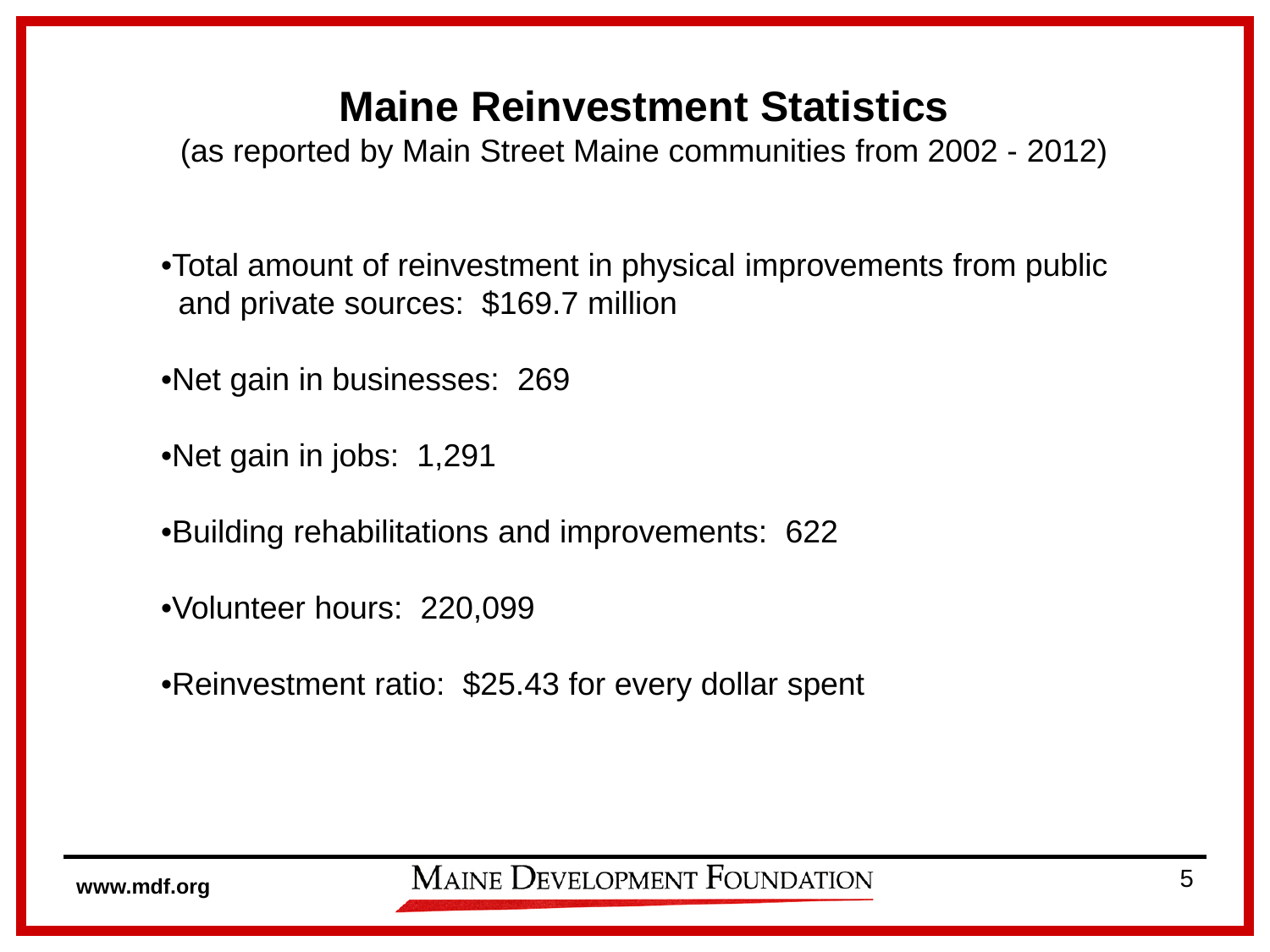# Maine Reinvestment Statistics

(as reported by Main Street Maine communities from 2002 - 2012)

- Total amount of reinvestment in physical improvements from public and private sources: $169.7 million
- Net gain in businesses: 269
- Net gain in jobs: 1,291
- Building rehabilitations and improvements: 622
- Volunteer hours: 220,099
- Reinvestment ratio: $25.43 for every dollar spent